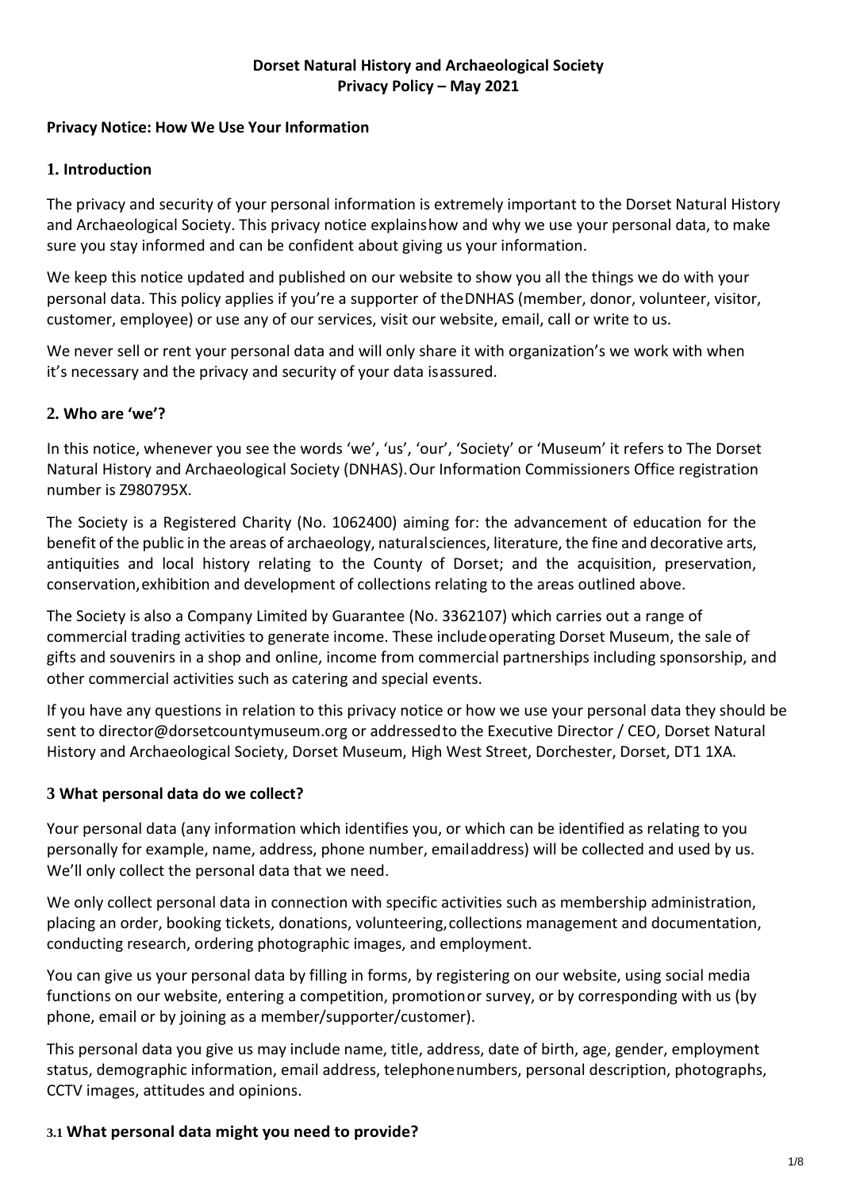**Dorset Natural History and Archaeological Society**
**Privacy Policy – May 2021**

**Privacy Notice: How We Use Your Information**

## 1. Introduction

The privacy and security of your personal information is extremely important to the Dorset Natural History and Archaeological Society. This privacy notice explains how and why we use your personal data, to make sure you stay informed and can be confident about giving us your information.

We keep this notice updated and published on our website to show you all the things we do with your personal data. This policy applies if you're a supporter of the DNHAS (member, donor, volunteer, visitor, customer, employee) or use any of our services, visit our website, email, call or write to us.

We never sell or rent your personal data and will only share it with organization's we work with when it's necessary and the privacy and security of your data is assured.

## 2. Who are 'we'?

In this notice, whenever you see the words 'we', 'us', 'our', 'Society' or 'Museum' it refers to The Dorset Natural History and Archaeological Society (DNHAS). Our Information Commissioners Office registration number is Z980795X.

The Society is a Registered Charity (No. 1062400) aiming for: the advancement of education for the benefit of the public in the areas of archaeology, natural sciences, literature, the fine and decorative arts, antiquities and local history relating to the County of Dorset; and the acquisition, preservation, conservation, exhibition and development of collections relating to the areas outlined above.

The Society is also a Company Limited by Guarantee (No. 3362107) which carries out a range of commercial trading activities to generate income. These include operating Dorset Museum, the sale of gifts and souvenirs in a shop and online, income from commercial partnerships including sponsorship, and other commercial activities such as catering and special events.

If you have any questions in relation to this privacy notice or how we use your personal data they should be sent to director@dorsetcountymuseum.org or addressed to the Executive Director / CEO, Dorset Natural History and Archaeological Society, Dorset Museum, High West Street, Dorchester, Dorset, DT1 1XA.

## 3 What personal data do we collect?

Your personal data (any information which identifies you, or which can be identified as relating to you personally for example, name, address, phone number, email address) will be collected and used by us. We'll only collect the personal data that we need.

We only collect personal data in connection with specific activities such as membership administration, placing an order, booking tickets, donations, volunteering, collections management and documentation, conducting research, ordering photographic images, and employment.

You can give us your personal data by filling in forms, by registering on our website, using social media functions on our website, entering a competition, promotion or survey, or by corresponding with us (by phone, email or by joining as a member/supporter/customer).

This personal data you give us may include name, title, address, date of birth, age, gender, employment status, demographic information, email address, telephone numbers, personal description, photographs, CCTV images, attitudes and opinions.

### 3.1 What personal data might you need to provide?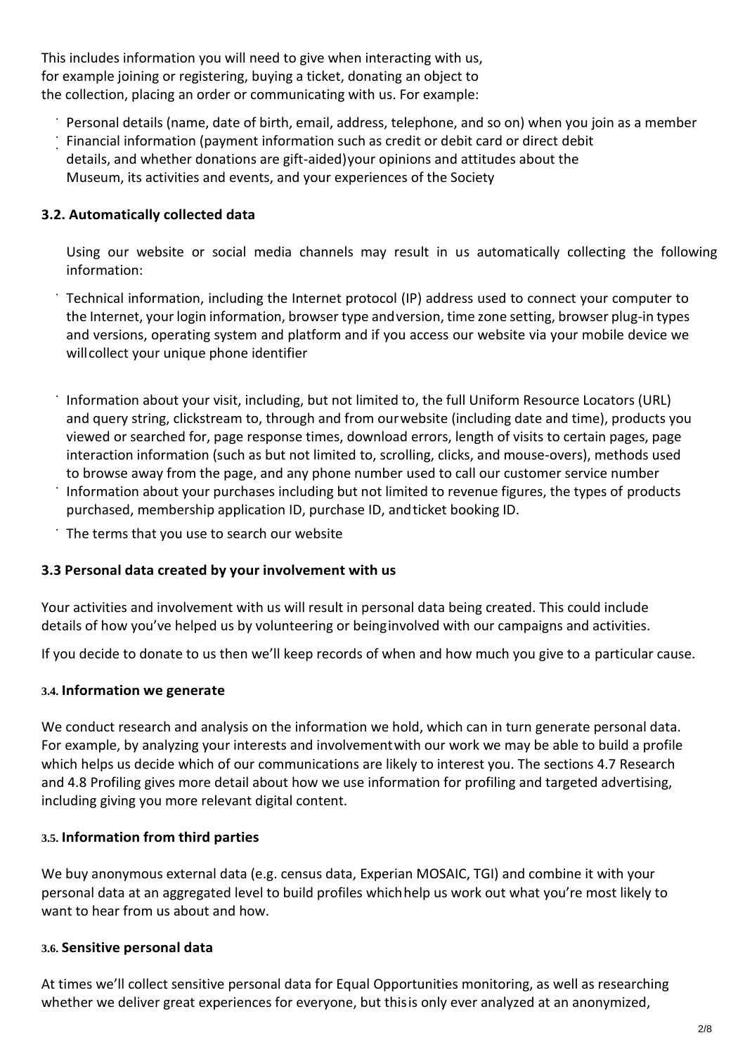This includes information you will need to give when interacting with us, for example joining or registering, buying a ticket, donating an object to the collection, placing an order or communicating with us. For example:

- Personal details (name, date of birth, email, address, telephone, and so on) when you join as a member
- Financial information (payment information such as credit or debit card or direct debit details, and whether donations are gift-aided)your opinions and attitudes about the Museum, its activities and events, and your experiences of the Society

### 3.2. Automatically collected data

Using our website or social media channels may result in us automatically collecting the following information:

- Technical information, including the Internet protocol (IP) address used to connect your computer to the Internet, your login information, browser type andversion, time zone setting, browser plug-in types and versions, operating system and platform and if you access our website via your mobile device we willcollect your unique phone identifier
- Information about your visit, including, but not limited to, the full Uniform Resource Locators (URL) and query string, clickstream to, through and from ourwebsite (including date and time), products you viewed or searched for, page response times, download errors, length of visits to certain pages, page interaction information (such as but not limited to, scrolling, clicks, and mouse-overs), methods used to browse away from the page, and any phone number used to call our customer service number
- Information about your purchases including but not limited to revenue figures, the types of products purchased, membership application ID, purchase ID, andticket booking ID.
- The terms that you use to search our website

### 3.3 Personal data created by your involvement with us

Your activities and involvement with us will result in personal data being created. This could include details of how you've helped us by volunteering or beinginvolved with our campaigns and activities.

If you decide to donate to us then we'll keep records of when and how much you give to a particular cause.

### 3.4. Information we generate

We conduct research and analysis on the information we hold, which can in turn generate personal data. For example, by analyzing your interests and involvementwith our work we may be able to build a profile which helps us decide which of our communications are likely to interest you. The sections 4.7 Research and 4.8 Profiling gives more detail about how we use information for profiling and targeted advertising, including giving you more relevant digital content.

### 3.5. Information from third parties

We buy anonymous external data (e.g. census data, Experian MOSAIC, TGI) and combine it with your personal data at an aggregated level to build profiles whichhelp us work out what you're most likely to want to hear from us about and how.

### 3.6. Sensitive personal data

At times we'll collect sensitive personal data for Equal Opportunities monitoring, as well as researching whether we deliver great experiences for everyone, but thisis only ever analyzed at an anonymized,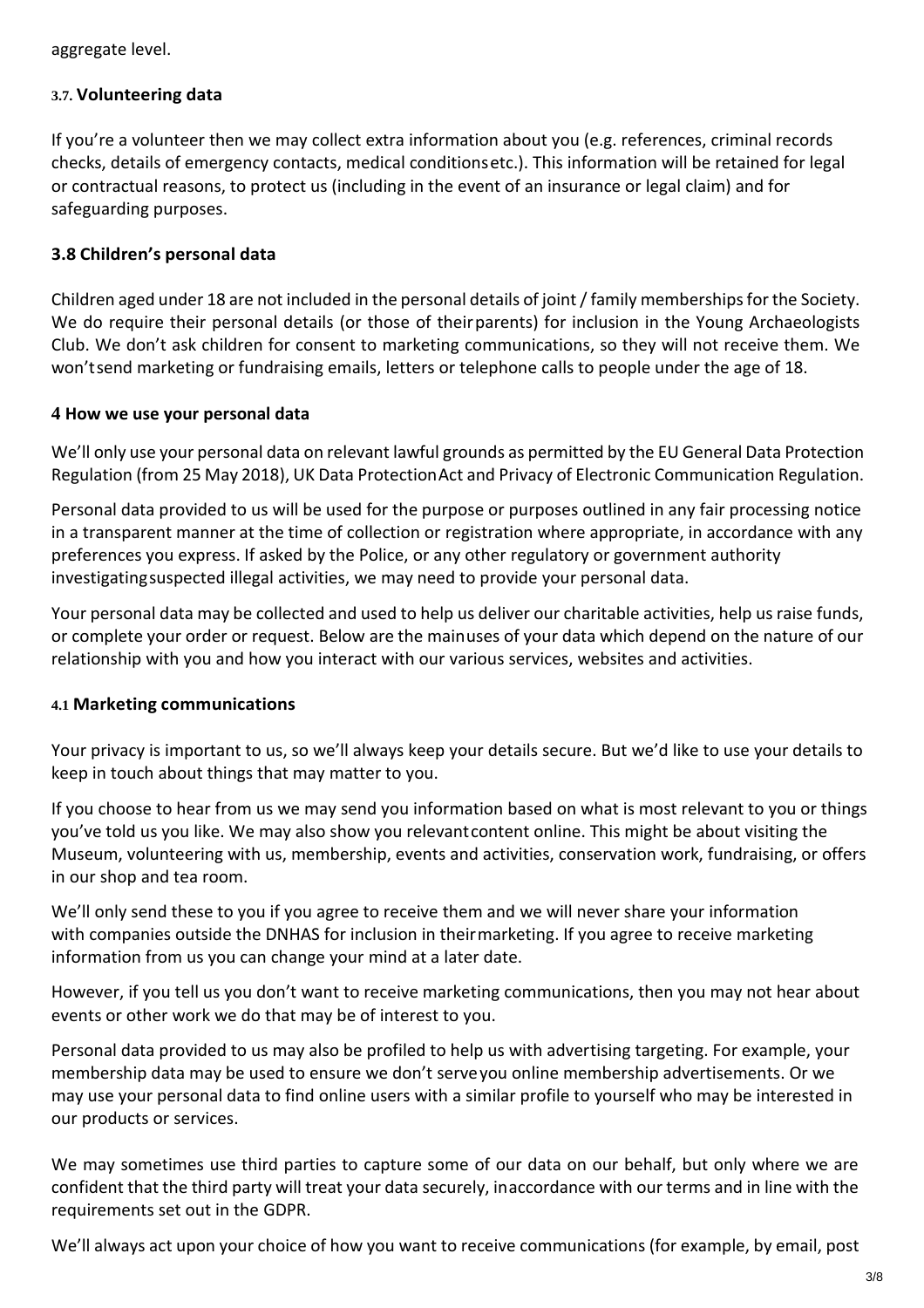aggregate level.

### 3.7. Volunteering data

If you're a volunteer then we may collect extra information about you (e.g. references, criminal records checks, details of emergency contacts, medical conditions etc.). This information will be retained for legal or contractual reasons, to protect us (including in the event of an insurance or legal claim) and for safeguarding purposes.

### 3.8 Children's personal data

Children aged under 18 are not included in the personal details of joint / family memberships for the Society. We do require their personal details (or those of their parents) for inclusion in the Young Archaeologists Club. We don't ask children for consent to marketing communications, so they will not receive them. We won't send marketing or fundraising emails, letters or telephone calls to people under the age of 18.

## 4 How we use your personal data

We'll only use your personal data on relevant lawful grounds as permitted by the EU General Data Protection Regulation (from 25 May 2018), UK Data Protection Act and Privacy of Electronic Communication Regulation.

Personal data provided to us will be used for the purpose or purposes outlined in any fair processing notice in a transparent manner at the time of collection or registration where appropriate, in accordance with any preferences you express. If asked by the Police, or any other regulatory or government authority investigating suspected illegal activities, we may need to provide your personal data.

Your personal data may be collected and used to help us deliver our charitable activities, help us raise funds, or complete your order or request. Below are the main uses of your data which depend on the nature of our relationship with you and how you interact with our various services, websites and activities.

### 4.1 Marketing communications

Your privacy is important to us, so we'll always keep your details secure. But we'd like to use your details to keep in touch about things that may matter to you.

If you choose to hear from us we may send you information based on what is most relevant to you or things you've told us you like. We may also show you relevant content online. This might be about visiting the Museum, volunteering with us, membership, events and activities, conservation work, fundraising, or offers in our shop and tea room.

We'll only send these to you if you agree to receive them and we will never share your information with companies outside the DNHAS for inclusion in their marketing. If you agree to receive marketing information from us you can change your mind at a later date.

However, if you tell us you don't want to receive marketing communications, then you may not hear about events or other work we do that may be of interest to you.

Personal data provided to us may also be profiled to help us with advertising targeting. For example, your membership data may be used to ensure we don't serve you online membership advertisements. Or we may use your personal data to find online users with a similar profile to yourself who may be interested in our products or services.

We may sometimes use third parties to capture some of our data on our behalf, but only where we are confident that the third party will treat your data securely, in accordance with our terms and in line with the requirements set out in the GDPR.

We'll always act upon your choice of how you want to receive communications (for example, by email, post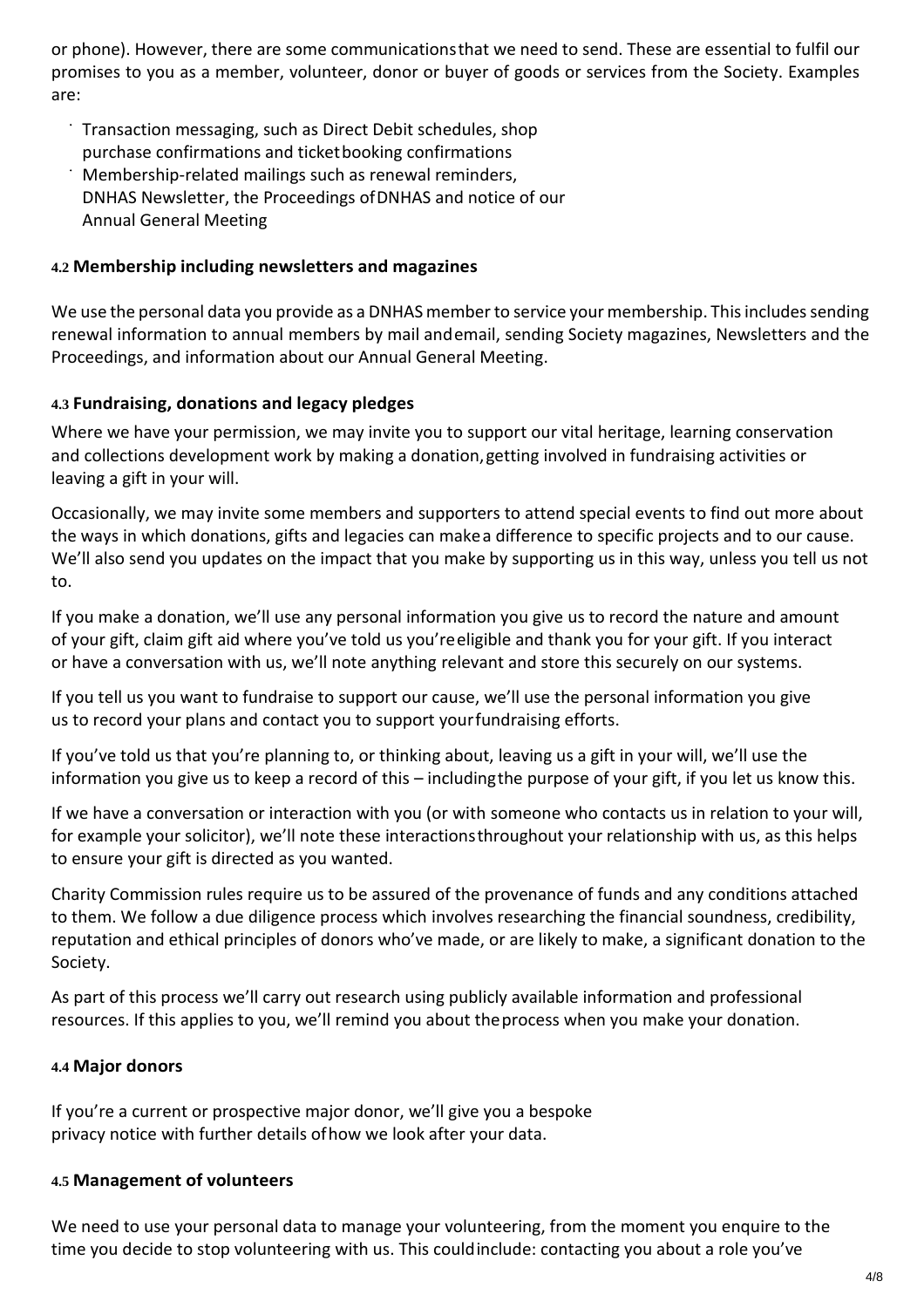or phone). However, there are some communications that we need to send. These are essential to fulfil our promises to you as a member, volunteer, donor or buyer of goods or services from the Society. Examples are:

- Transaction messaging, such as Direct Debit schedules, shop purchase confirmations and ticket booking confirmations
- Membership-related mailings such as renewal reminders, DNHAS Newsletter, the Proceedings of DNHAS and notice of our Annual General Meeting

#### 4.2 Membership including newsletters and magazines

We use the personal data you provide as a DNHAS member to service your membership. This includes sending renewal information to annual members by mail and email, sending Society magazines, Newsletters and the Proceedings, and information about our Annual General Meeting.

#### 4.3 Fundraising, donations and legacy pledges

Where we have your permission, we may invite you to support our vital heritage, learning conservation and collections development work by making a donation, getting involved in fundraising activities or leaving a gift in your will.

Occasionally, we may invite some members and supporters to attend special events to find out more about the ways in which donations, gifts and legacies can make a difference to specific projects and to our cause. We'll also send you updates on the impact that you make by supporting us in this way, unless you tell us not to.

If you make a donation, we'll use any personal information you give us to record the nature and amount of your gift, claim gift aid where you've told us you're eligible and thank you for your gift. If you interact or have a conversation with us, we'll note anything relevant and store this securely on our systems.

If you tell us you want to fundraise to support our cause, we'll use the personal information you give us to record your plans and contact you to support your fundraising efforts.

If you've told us that you're planning to, or thinking about, leaving us a gift in your will, we'll use the information you give us to keep a record of this – including the purpose of your gift, if you let us know this.

If we have a conversation or interaction with you (or with someone who contacts us in relation to your will, for example your solicitor), we'll note these interactions throughout your relationship with us, as this helps to ensure your gift is directed as you wanted.

Charity Commission rules require us to be assured of the provenance of funds and any conditions attached to them. We follow a due diligence process which involves researching the financial soundness, credibility, reputation and ethical principles of donors who've made, or are likely to make, a significant donation to the Society.

As part of this process we'll carry out research using publicly available information and professional resources. If this applies to you, we'll remind you about the process when you make your donation.

#### 4.4 Major donors

If you're a current or prospective major donor, we'll give you a bespoke privacy notice with further details of how we look after your data.

#### 4.5 Management of volunteers

We need to use your personal data to manage your volunteering, from the moment you enquire to the time you decide to stop volunteering with us. This could include: contacting you about a role you've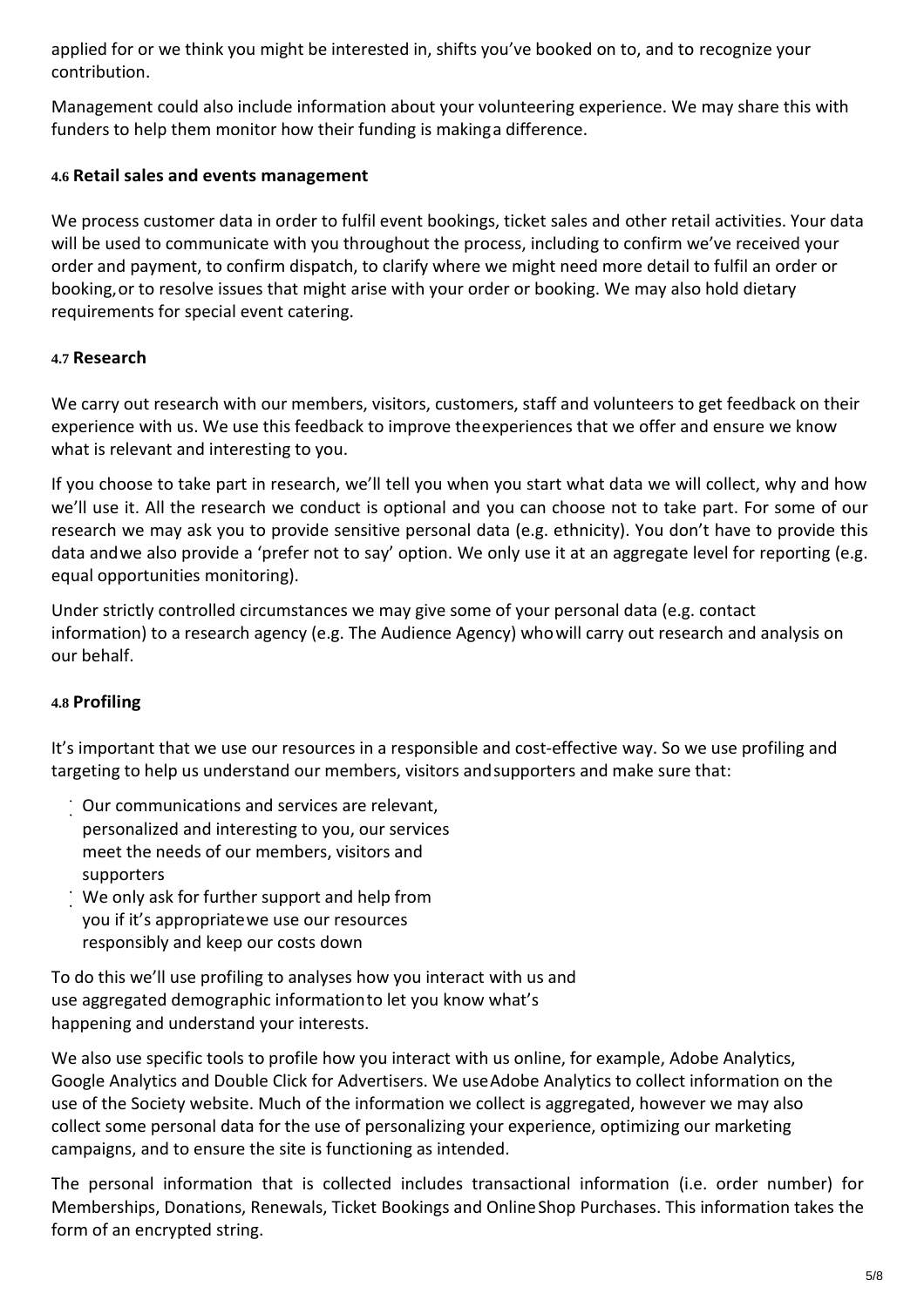applied for or we think you might be interested in, shifts you've booked on to, and to recognize your contribution.

Management could also include information about your volunteering experience. We may share this with funders to help them monitor how their funding is makinga difference.

#### 4.6 Retail sales and events management

We process customer data in order to fulfil event bookings, ticket sales and other retail activities. Your data will be used to communicate with you throughout the process, including to confirm we've received your order and payment, to confirm dispatch, to clarify where we might need more detail to fulfil an order or booking,or to resolve issues that might arise with your order or booking. We may also hold dietary requirements for special event catering.

#### 4.7 Research

We carry out research with our members, visitors, customers, staff and volunteers to get feedback on their experience with us. We use this feedback to improve theexperiences that we offer and ensure we know what is relevant and interesting to you.

If you choose to take part in research, we'll tell you when you start what data we will collect, why and how we'll use it. All the research we conduct is optional and you can choose not to take part. For some of our research we may ask you to provide sensitive personal data (e.g. ethnicity). You don't have to provide this data andwe also provide a 'prefer not to say' option. We only use it at an aggregate level for reporting (e.g. equal opportunities monitoring).

Under strictly controlled circumstances we may give some of your personal data (e.g. contact information) to a research agency (e.g. The Audience Agency) whowill carry out research and analysis on our behalf.

#### 4.8 Profiling

It's important that we use our resources in a responsible and cost-effective way. So we use profiling and targeting to help us understand our members, visitors andsupporters and make sure that:

- Our communications and services are relevant, personalized and interesting to you, our services meet the needs of our members, visitors and supporters
- We only ask for further support and help from you if it's appropriatewe use our resources responsibly and keep our costs down

To do this we'll use profiling to analyses how you interact with us and use aggregated demographic informationto let you know what's happening and understand your interests.

We also use specific tools to profile how you interact with us online, for example, Adobe Analytics, Google Analytics and Double Click for Advertisers. We useAdobe Analytics to collect information on the use of the Society website. Much of the information we collect is aggregated, however we may also collect some personal data for the use of personalizing your experience, optimizing our marketing campaigns, and to ensure the site is functioning as intended.

The personal information that is collected includes transactional information (i.e. order number) for Memberships, Donations, Renewals, Ticket Bookings and OnlineShop Purchases. This information takes the form of an encrypted string.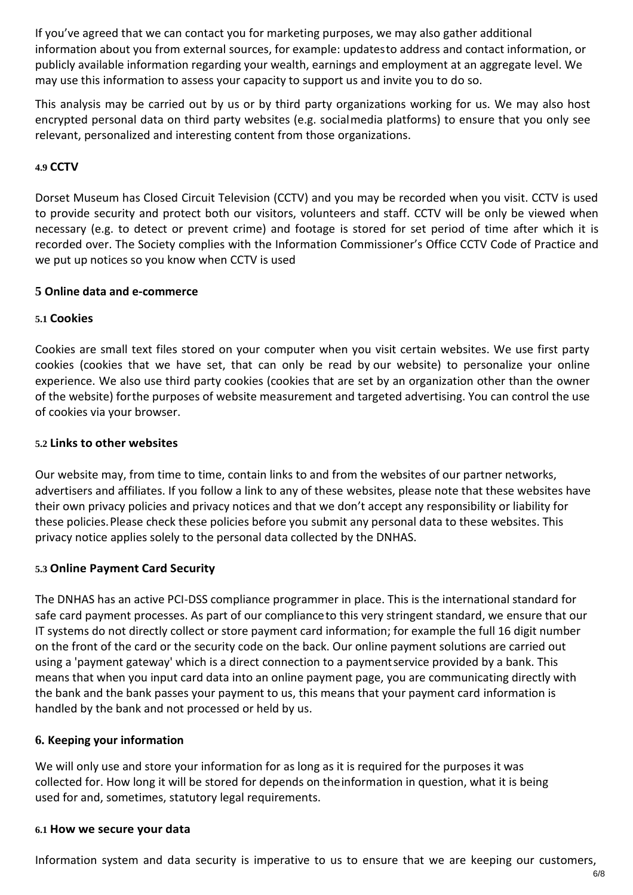If you've agreed that we can contact you for marketing purposes, we may also gather additional information about you from external sources, for example: updates to address and contact information, or publicly available information regarding your wealth, earnings and employment at an aggregate level. We may use this information to assess your capacity to support us and invite you to do so.

This analysis may be carried out by us or by third party organizations working for us. We may also host encrypted personal data on third party websites (e.g. social media platforms) to ensure that you only see relevant, personalized and interesting content from those organizations.

### 4.9 CCTV

Dorset Museum has Closed Circuit Television (CCTV) and you may be recorded when you visit. CCTV is used to provide security and protect both our visitors, volunteers and staff. CCTV will be only be viewed when necessary (e.g. to detect or prevent crime) and footage is stored for set period of time after which it is recorded over. The Society complies with the Information Commissioner's Office CCTV Code of Practice and we put up notices so you know when CCTV is used

## 5 Online data and e-commerce

### 5.1 Cookies

Cookies are small text files stored on your computer when you visit certain websites. We use first party cookies (cookies that we have set, that can only be read by our website) to personalize your online experience. We also use third party cookies (cookies that are set by an organization other than the owner of the website) for the purposes of website measurement and targeted advertising. You can control the use of cookies via your browser.

### 5.2 Links to other websites

Our website may, from time to time, contain links to and from the websites of our partner networks, advertisers and affiliates. If you follow a link to any of these websites, please note that these websites have their own privacy policies and privacy notices and that we don't accept any responsibility or liability for these policies. Please check these policies before you submit any personal data to these websites. This privacy notice applies solely to the personal data collected by the DNHAS.

### 5.3 Online Payment Card Security

The DNHAS has an active PCI-DSS compliance programmer in place. This is the international standard for safe card payment processes. As part of our compliance to this very stringent standard, we ensure that our IT systems do not directly collect or store payment card information; for example the full 16 digit number on the front of the card or the security code on the back. Our online payment solutions are carried out using a 'payment gateway' which is a direct connection to a payment service provided by a bank. This means that when you input card data into an online payment page, you are communicating directly with the bank and the bank passes your payment to us, this means that your payment card information is handled by the bank and not processed or held by us.

## 6. Keeping your information

We will only use and store your information for as long as it is required for the purposes it was collected for. How long it will be stored for depends on the information in question, what it is being used for and, sometimes, statutory legal requirements.

### 6.1 How we secure your data

Information system and data security is imperative to us to ensure that we are keeping our customers,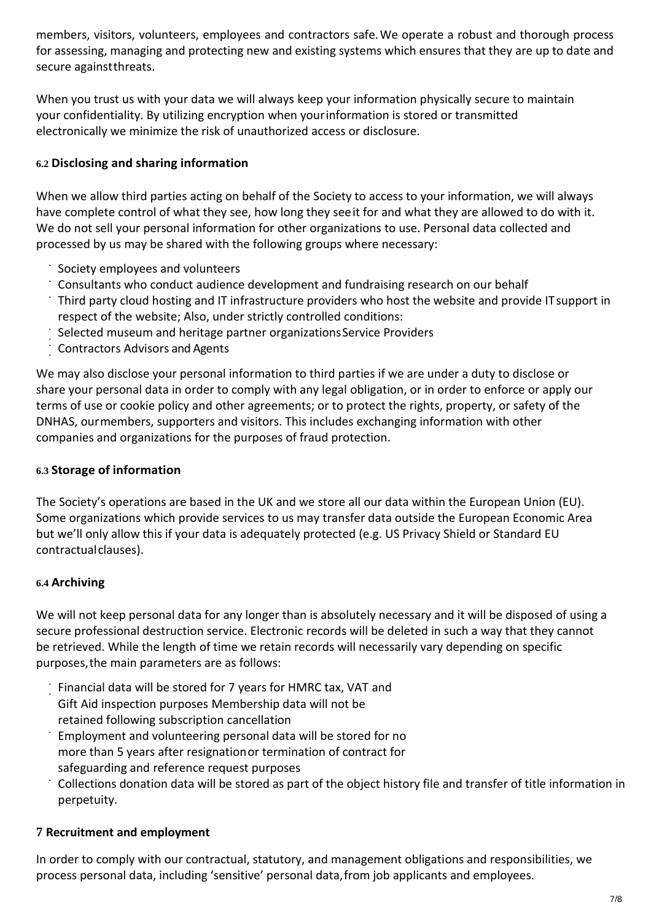members, visitors, volunteers, employees and contractors safe. We operate a robust and thorough process for assessing, managing and protecting new and existing systems which ensures that they are up to date and secure against threats.

When you trust us with your data we will always keep your information physically secure to maintain your confidentiality. By utilizing encryption when your information is stored or transmitted electronically we minimize the risk of unauthorized access or disclosure.

### 6.2 Disclosing and sharing information

When we allow third parties acting on behalf of the Society to access to your information, we will always have complete control of what they see, how long they see it for and what they are allowed to do with it. We do not sell your personal information for other organizations to use. Personal data collected and processed by us may be shared with the following groups where necessary:

- Society employees and volunteers
- Consultants who conduct audience development and fundraising research on our behalf
- Third party cloud hosting and IT infrastructure providers who host the website and provide IT support in respect of the website; Also, under strictly controlled conditions:
- Selected museum and heritage partner organizations Service Providers
- Contractors Advisors and Agents

We may also disclose your personal information to third parties if we are under a duty to disclose or share your personal data in order to comply with any legal obligation, or in order to enforce or apply our terms of use or cookie policy and other agreements; or to protect the rights, property, or safety of the DNHAS, our members, supporters and visitors. This includes exchanging information with other companies and organizations for the purposes of fraud protection.

### 6.3 Storage of information

The Society's operations are based in the UK and we store all our data within the European Union (EU). Some organizations which provide services to us may transfer data outside the European Economic Area but we'll only allow this if your data is adequately protected (e.g. US Privacy Shield or Standard EU contractual clauses).

### 6.4 Archiving

We will not keep personal data for any longer than is absolutely necessary and it will be disposed of using a secure professional destruction service. Electronic records will be deleted in such a way that they cannot be retrieved. While the length of time we retain records will necessarily vary depending on specific purposes, the main parameters are as follows:

- Financial data will be stored for 7 years for HMRC tax, VAT and Gift Aid inspection purposes Membership data will not be retained following subscription cancellation
- Employment and volunteering personal data will be stored for no more than 5 years after resignation or termination of contract for safeguarding and reference request purposes
- Collections donation data will be stored as part of the object history file and transfer of title information in perpetuity.

## 7 Recruitment and employment

In order to comply with our contractual, statutory, and management obligations and responsibilities, we process personal data, including 'sensitive' personal data, from job applicants and employees.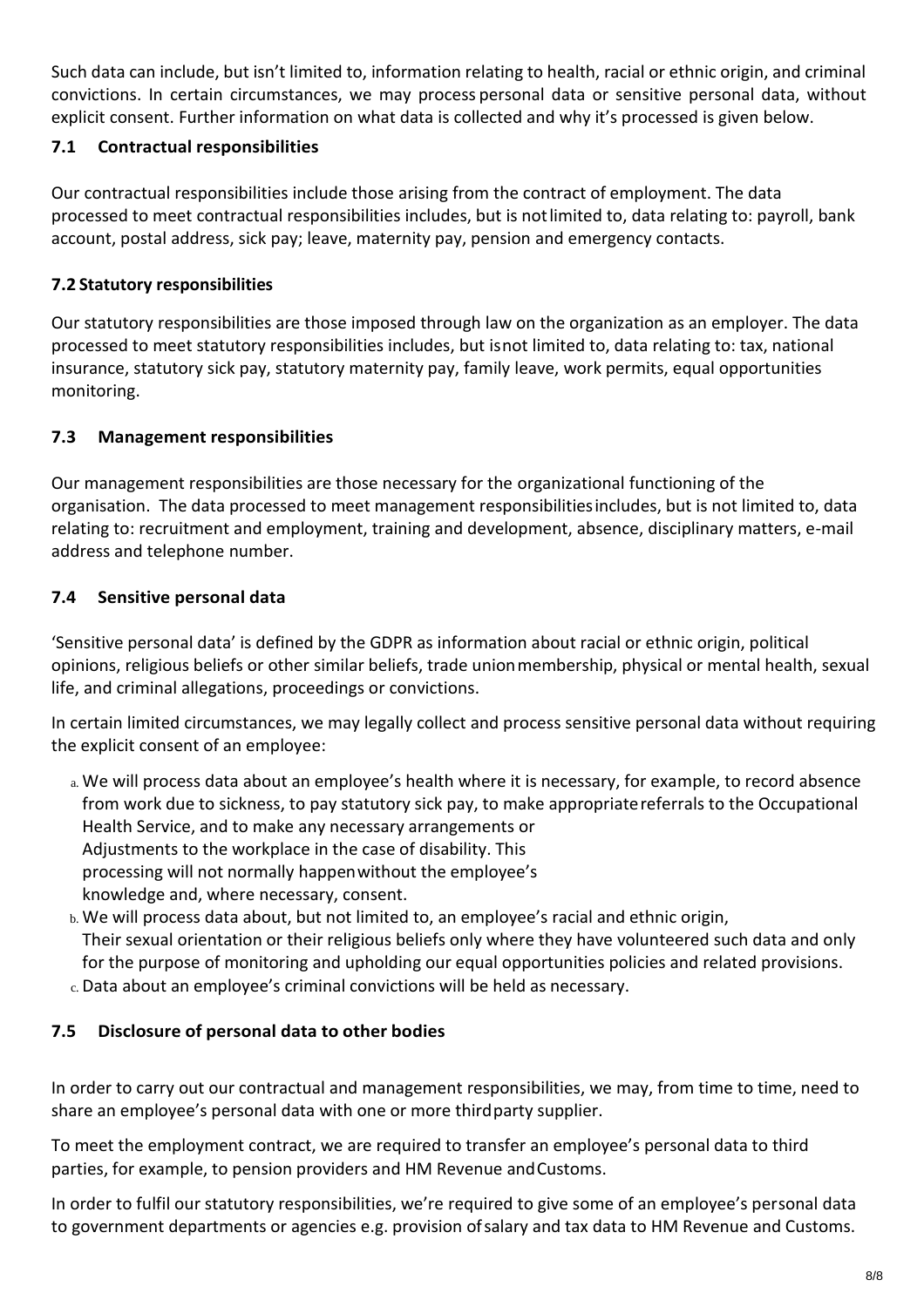Such data can include, but isn't limited to, information relating to health, racial or ethnic origin, and criminal convictions. In certain circumstances, we may process personal data or sensitive personal data, without explicit consent. Further information on what data is collected and why it's processed is given below.

### 7.1 Contractual responsibilities

Our contractual responsibilities include those arising from the contract of employment. The data processed to meet contractual responsibilities includes, but is not limited to, data relating to: payroll, bank account, postal address, sick pay; leave, maternity pay, pension and emergency contacts.

### 7.2 Statutory responsibilities

Our statutory responsibilities are those imposed through law on the organization as an employer. The data processed to meet statutory responsibilities includes, but is not limited to, data relating to: tax, national insurance, statutory sick pay, statutory maternity pay, family leave, work permits, equal opportunities monitoring.

### 7.3 Management responsibilities

Our management responsibilities are those necessary for the organizational functioning of the organisation. The data processed to meet management responsibilities includes, but is not limited to, data relating to: recruitment and employment, training and development, absence, disciplinary matters, e-mail address and telephone number.

### 7.4 Sensitive personal data

'Sensitive personal data' is defined by the GDPR as information about racial or ethnic origin, political opinions, religious beliefs or other similar beliefs, trade union membership, physical or mental health, sexual life, and criminal allegations, proceedings or convictions.

In certain limited circumstances, we may legally collect and process sensitive personal data without requiring the explicit consent of an employee:

a. We will process data about an employee's health where it is necessary, for example, to record absence from work due to sickness, to pay statutory sick pay, to make appropriate referrals to the Occupational Health Service, and to make any necessary arrangements or Adjustments to the workplace in the case of disability. This processing will not normally happen without the employee's knowledge and, where necessary, consent.
b. We will process data about, but not limited to, an employee's racial and ethnic origin, Their sexual orientation or their religious beliefs only where they have volunteered such data and only for the purpose of monitoring and upholding our equal opportunities policies and related provisions.
c. Data about an employee's criminal convictions will be held as necessary.

### 7.5 Disclosure of personal data to other bodies

In order to carry out our contractual and management responsibilities, we may, from time to time, need to share an employee's personal data with one or more third party supplier.

To meet the employment contract, we are required to transfer an employee's personal data to third parties, for example, to pension providers and HM Revenue and Customs.

In order to fulfil our statutory responsibilities, we're required to give some of an employee's personal data to government departments or agencies e.g. provision of salary and tax data to HM Revenue and Customs.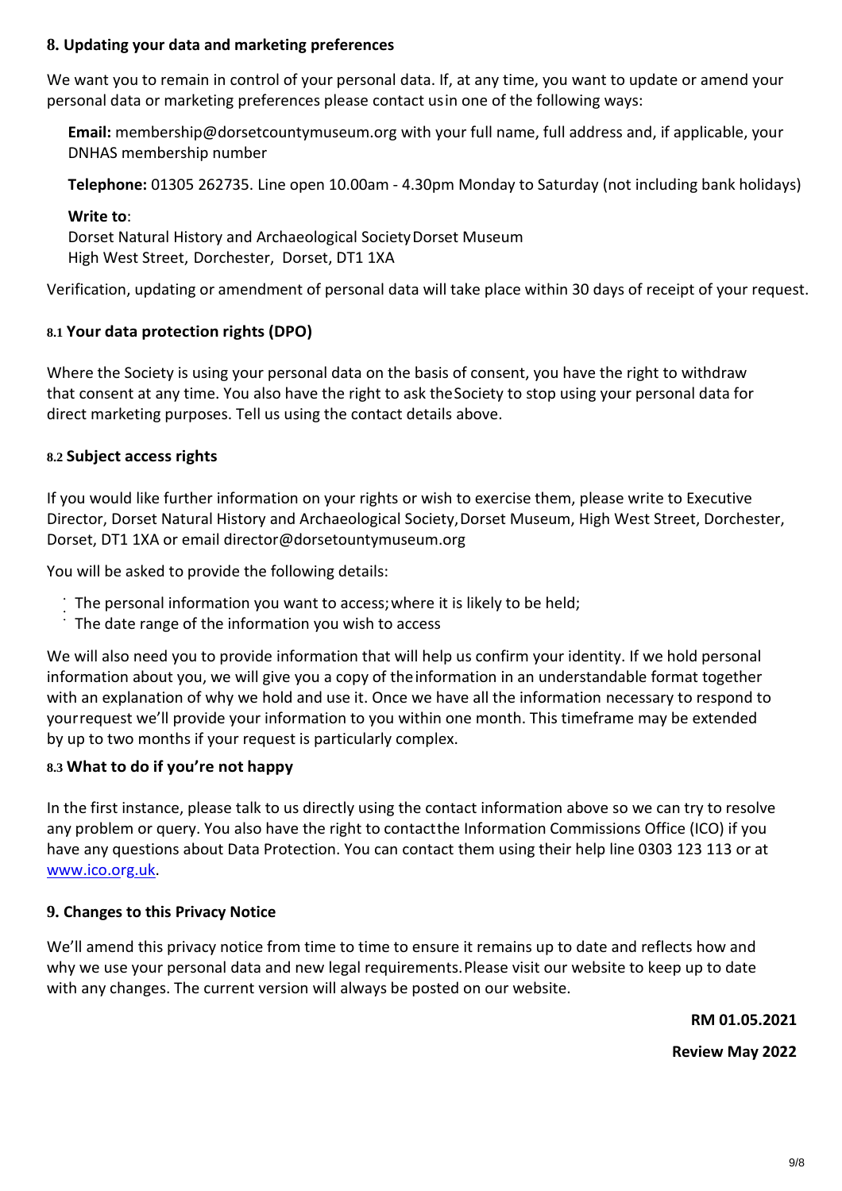## 8. Updating your data and marketing preferences

We want you to remain in control of your personal data. If, at any time, you want to update or amend your personal data or marketing preferences please contact usin one of the following ways:

**Email:** membership@dorsetcountymuseum.org with your full name, full address and, if applicable, your DNHAS membership number

**Telephone:** 01305 262735. Line open 10.00am - 4.30pm Monday to Saturday (not including bank holidays)

**Write to**:
Dorset Natural History and Archaeological Society Dorset Museum
High West Street, Dorchester, Dorset, DT1 1XA

Verification, updating or amendment of personal data will take place within 30 days of receipt of your request.

### 8.1 Your data protection rights (DPO)

Where the Society is using your personal data on the basis of consent, you have the right to withdraw that consent at any time. You also have the right to ask the Society to stop using your personal data for direct marketing purposes. Tell us using the contact details above.

### 8.2 Subject access rights

If you would like further information on your rights or wish to exercise them, please write to Executive Director, Dorset Natural History and Archaeological Society, Dorset Museum, High West Street, Dorchester, Dorset, DT1 1XA or email director@dorsetountymuseum.org

You will be asked to provide the following details:

- The personal information you want to access; where it is likely to be held;
- The date range of the information you wish to access

We will also need you to provide information that will help us confirm your identity. If we hold personal information about you, we will give you a copy of the information in an understandable format together with an explanation of why we hold and use it. Once we have all the information necessary to respond to your request we'll provide your information to you within one month. This timeframe may be extended by up to two months if your request is particularly complex.

### 8.3 What to do if you're not happy

In the first instance, please talk to us directly using the contact information above so we can try to resolve any problem or query. You also have the right to contact the Information Commissions Office (ICO) if you have any questions about Data Protection. You can contact them using their help line 0303 123 113 or at www.ico.org.uk.

## 9. Changes to this Privacy Notice

We'll amend this privacy notice from time to time to ensure it remains up to date and reflects how and why we use your personal data and new legal requirements. Please visit our website to keep up to date with any changes. The current version will always be posted on our website.

**RM 01.05.2021**

**Review May 2022**